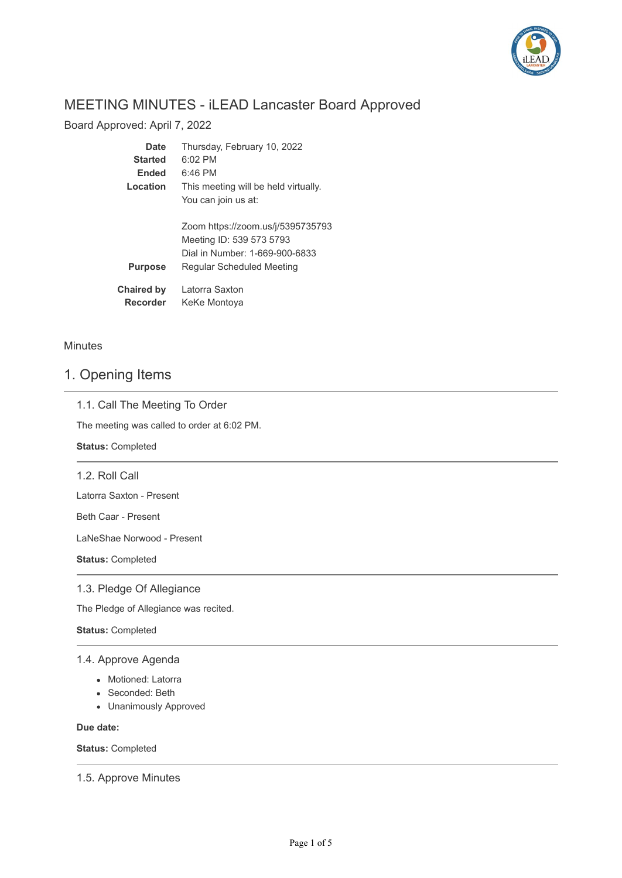# MEETING MINUTES - iLEAD Lancaster Board Approved

Board Approved: April 7, 2022

| | |
|---|---|
| **Date** | Thursday, February 10, 2022 |
| **Started** | 6:02 PM |
| **Ended** | 6:46 PM |
| **Location** | This meeting will be held virtually.<br>You can join us at:<br><br>Zoom https://zoom.us/j/5395735793<br>Meeting ID: 539 573 5793<br>Dial in Number: 1-669-900-6833 |
| **Purpose** | Regular Scheduled Meeting |
| **Chaired by** | Latorra Saxton |
| **Recorder** | KeKe Montoya |

Minutes

## 1. Opening Items

### 1.1. Call The Meeting To Order

The meeting was called to order at 6:02 PM.

**Status:** Completed

### 1.2. Roll Call

Latorra Saxton - Present

Beth Caar - Present

LaNeShae Norwood - Present

**Status:** Completed

### 1.3. Pledge Of Allegiance

The Pledge of Allegiance was recited.

**Status:** Completed

### 1.4. Approve Agenda

- Motioned: Latorra
- Seconded: Beth
- Unanimously Approved

**Due date:**

**Status:** Completed

### 1.5. Approve Minutes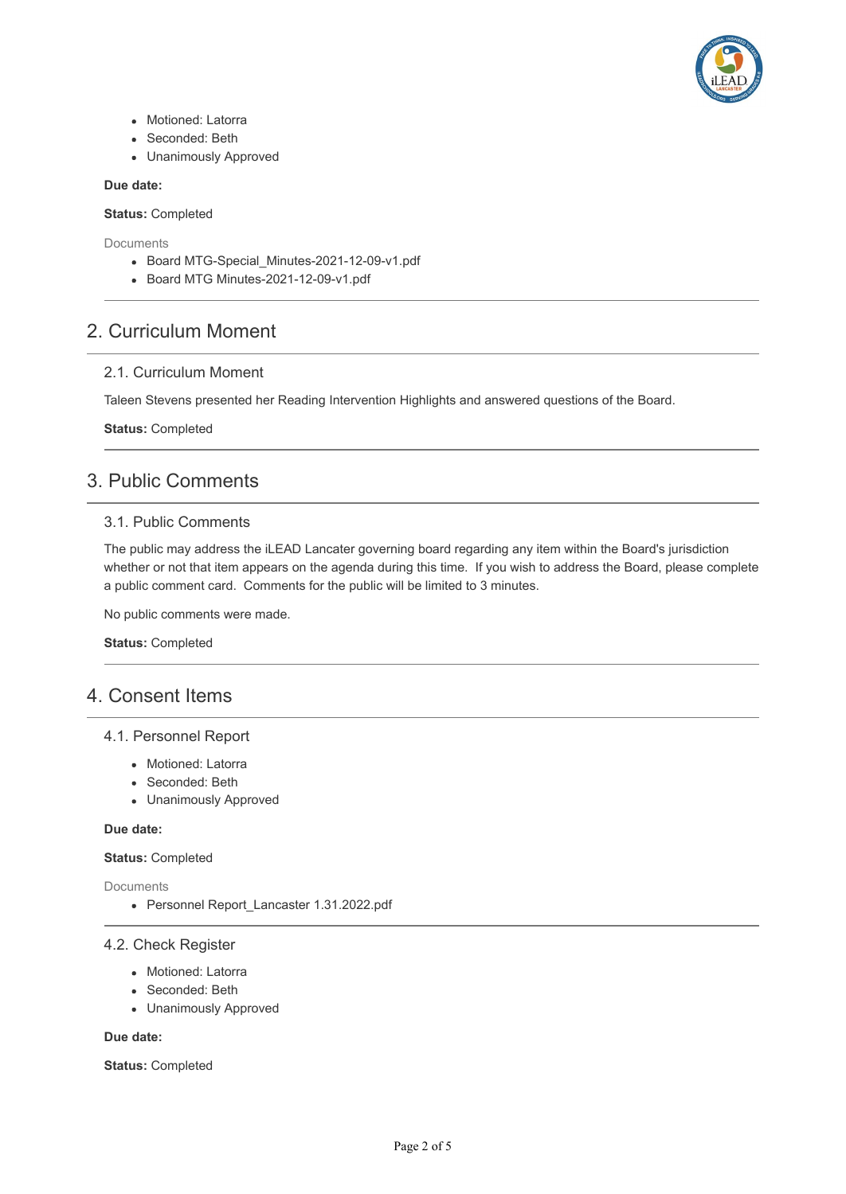- Motioned: Latorra
- Seconded: Beth
- Unanimously Approved

**Due date:**

**Status:** Completed

Documents

- Board MTG-Special_Minutes-2021-12-09-v1.pdf
- Board MTG Minutes-2021-12-09-v1.pdf

## 2. Curriculum Moment

### 2.1. Curriculum Moment

Taleen Stevens presented her Reading Intervention Highlights and answered questions of the Board.

**Status:** Completed

## 3. Public Comments

### 3.1. Public Comments

The public may address the iLEAD Lancater governing board regarding any item within the Board's jurisdiction whether or not that item appears on the agenda during this time. If you wish to address the Board, please complete a public comment card. Comments for the public will be limited to 3 minutes.

No public comments were made.

**Status:** Completed

## 4. Consent Items

### 4.1. Personnel Report

- Motioned: Latorra
- Seconded: Beth
- Unanimously Approved

**Due date:**

**Status:** Completed

Documents

- Personnel Report_Lancaster 1.31.2022.pdf

### 4.2. Check Register

- Motioned: Latorra
- Seconded: Beth
- Unanimously Approved

**Due date:**

**Status:** Completed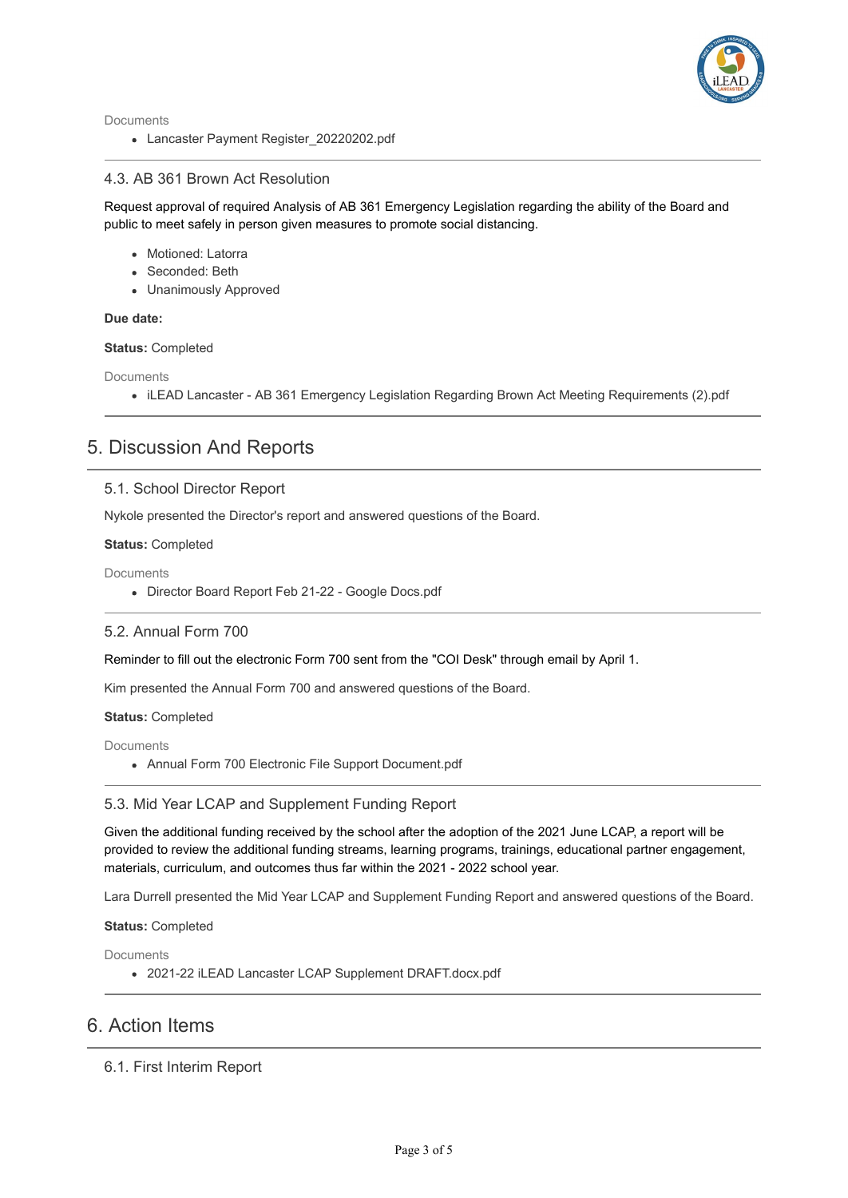Documents

- Lancaster Payment Register_20220202.pdf

### 4.3. AB 361 Brown Act Resolution

Request approval of required Analysis of AB 361 Emergency Legislation regarding the ability of the Board and public to meet safely in person given measures to promote social distancing.

- Motioned: Latorra
- Seconded: Beth
- Unanimously Approved

**Due date:**

**Status:** Completed

Documents

- iLEAD Lancaster - AB 361 Emergency Legislation Regarding Brown Act Meeting Requirements (2).pdf

## 5. Discussion And Reports

### 5.1. School Director Report

Nykole presented the Director's report and answered questions of the Board.

**Status:** Completed

Documents

- Director Board Report Feb 21-22 - Google Docs.pdf

### 5.2. Annual Form 700

Reminder to fill out the electronic Form 700 sent from the "COI Desk" through email by April 1.

Kim presented the Annual Form 700 and answered questions of the Board.

**Status:** Completed

Documents

- Annual Form 700 Electronic File Support Document.pdf

### 5.3. Mid Year LCAP and Supplement Funding Report

Given the additional funding received by the school after the adoption of the 2021 June LCAP, a report will be provided to review the additional funding streams, learning programs, trainings, educational partner engagement, materials, curriculum, and outcomes thus far within the 2021 - 2022 school year.

Lara Durrell presented the Mid Year LCAP and Supplement Funding Report and answered questions of the Board.

**Status:** Completed

Documents

- 2021-22 iLEAD Lancaster LCAP Supplement DRAFT.docx.pdf

## 6. Action Items

### 6.1. First Interim Report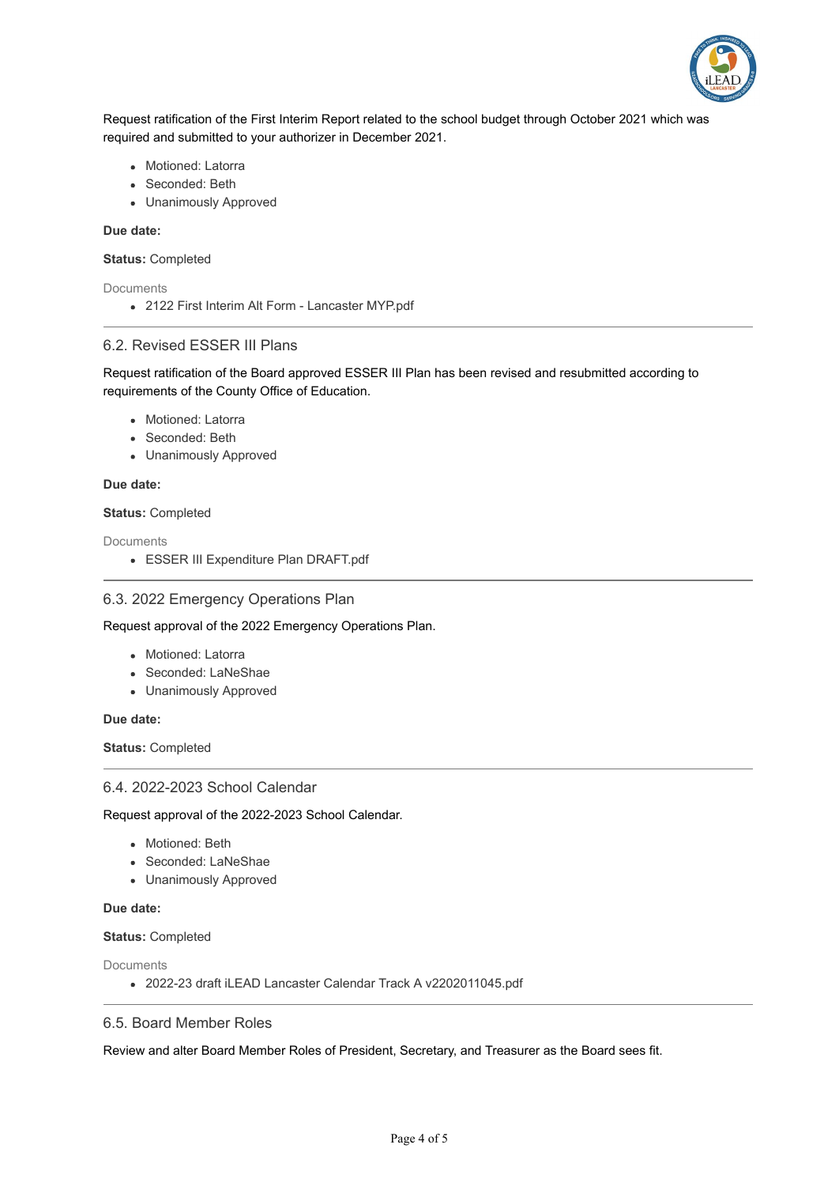Request ratification of the First Interim Report related to the school budget through October 2021 which was required and submitted to your authorizer in December 2021.

- Motioned: Latorra
- Seconded: Beth
- Unanimously Approved

**Due date:**

**Status:** Completed

Documents

- 2122 First Interim Alt Form - Lancaster MYP.pdf

---

### 6.2. Revised ESSER III Plans

Request ratification of the Board approved ESSER III Plan has been revised and resubmitted according to requirements of the County Office of Education.

- Motioned: Latorra
- Seconded: Beth
- Unanimously Approved

**Due date:**

**Status:** Completed

Documents

- ESSER III Expenditure Plan DRAFT.pdf

---

### 6.3. 2022 Emergency Operations Plan

Request approval of the 2022 Emergency Operations Plan.

- Motioned: Latorra
- Seconded: LaNeShae
- Unanimously Approved

**Due date:**

**Status:** Completed

---

### 6.4. 2022-2023 School Calendar

Request approval of the 2022-2023 School Calendar.

- Motioned: Beth
- Seconded: LaNeShae
- Unanimously Approved

**Due date:**

**Status:** Completed

Documents

- 2022-23 draft iLEAD Lancaster Calendar Track A v2202011045.pdf

---

### 6.5. Board Member Roles

Review and alter Board Member Roles of President, Secretary, and Treasurer as the Board sees fit.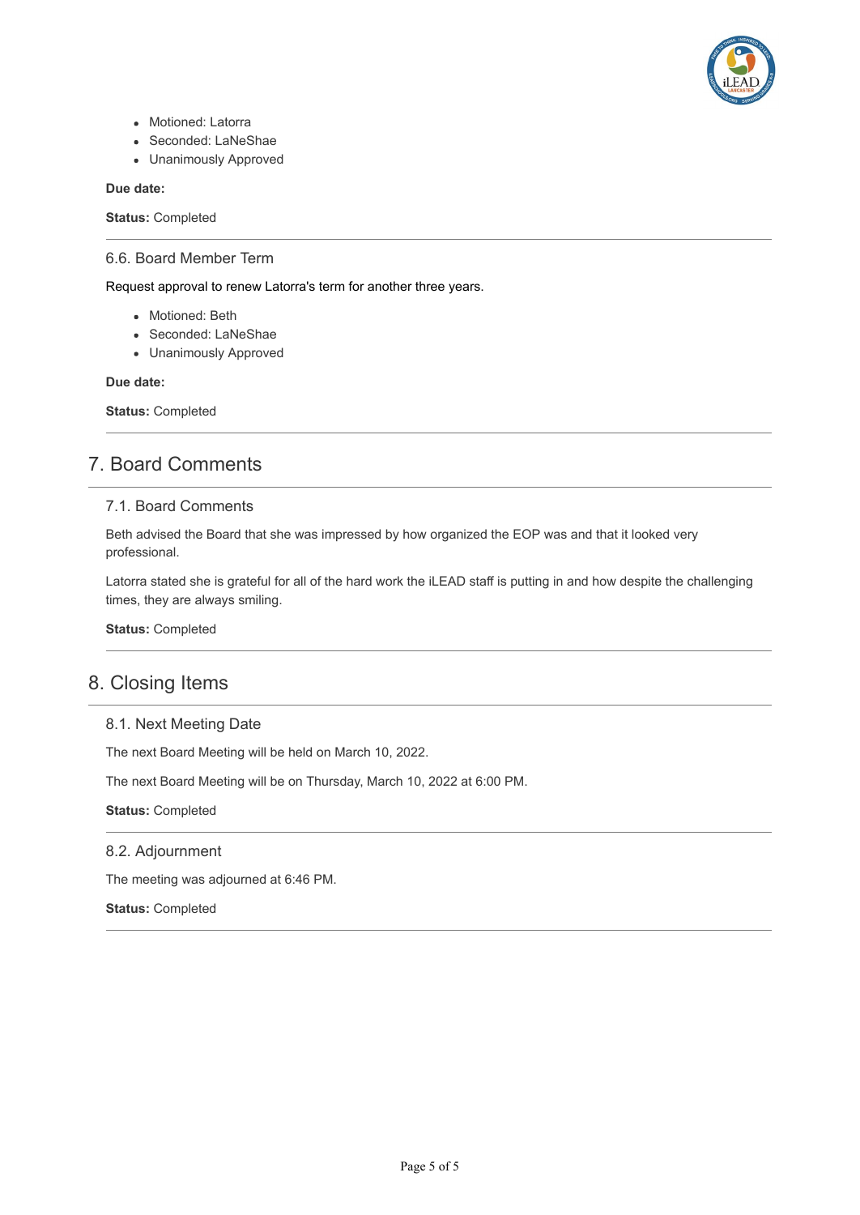- Motioned: Latorra
- Seconded: LaNeShae
- Unanimously Approved

**Due date:**

**Status:** Completed

### 6.6. Board Member Term

Request approval to renew Latorra's term for another three years.

- Motioned: Beth
- Seconded: LaNeShae
- Unanimously Approved

**Due date:**

**Status:** Completed

## 7. Board Comments

### 7.1. Board Comments

Beth advised the Board that she was impressed by how organized the EOP was and that it looked very professional.

Latorra stated she is grateful for all of the hard work the iLEAD staff is putting in and how despite the challenging times, they are always smiling.

**Status:** Completed

## 8. Closing Items

### 8.1. Next Meeting Date

The next Board Meeting will be held on March 10, 2022.

The next Board Meeting will be on Thursday, March 10, 2022 at 6:00 PM.

**Status:** Completed

### 8.2. Adjournment

The meeting was adjourned at 6:46 PM.

**Status:** Completed